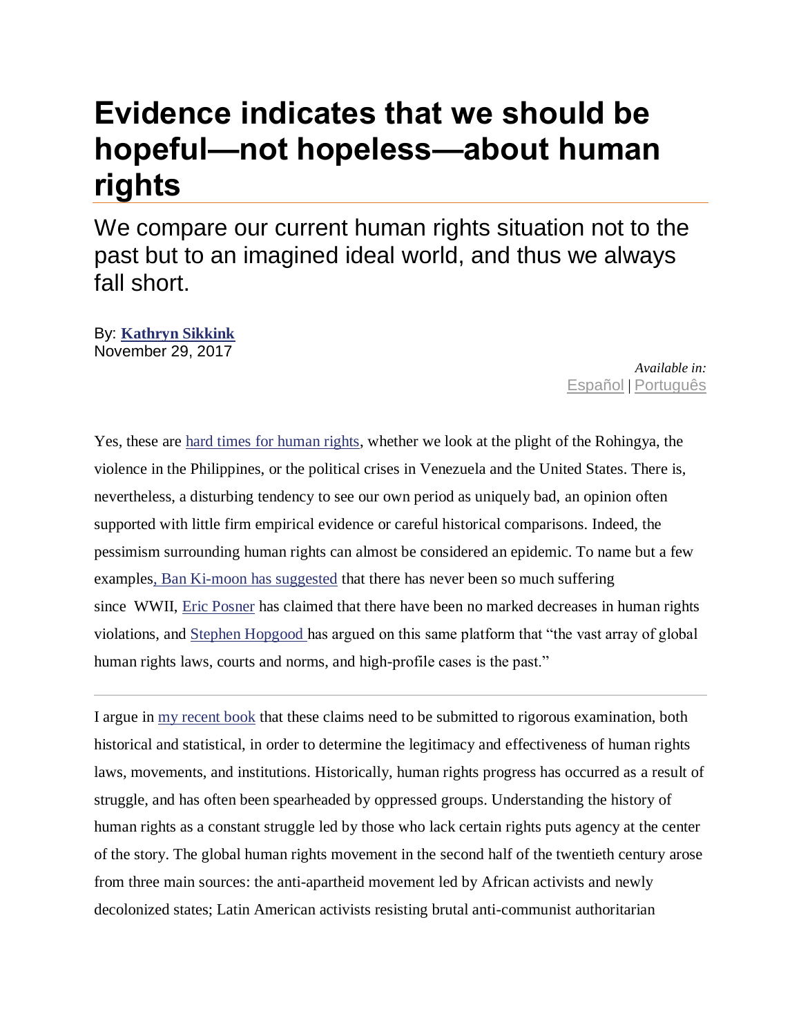# Evidence indicates that we should be hopeful—not hopeless—about human rights

## We compare our current human rights situation not to the past but to an imagined ideal world, and thus we always fall short.

By: **Kathryn Sikkink**
November 29, 2017

*Available in:*
Español | Português

Yes, these are hard times for human rights, whether we look at the plight of the Rohingya, the violence in the Philippines, or the political crises in Venezuela and the United States. There is, nevertheless, a disturbing tendency to see our own period as uniquely bad, an opinion often supported with little firm empirical evidence or careful historical comparisons. Indeed, the pessimism surrounding human rights can almost be considered an epidemic. To name but a few examples, Ban Ki-moon has suggested that there has never been so much suffering since WWII, Eric Posner has claimed that there have been no marked decreases in human rights violations, and Stephen Hopgood has argued on this same platform that "the vast array of global human rights laws, courts and norms, and high-profile cases is the past."

---

I argue in my recent book that these claims need to be submitted to rigorous examination, both historical and statistical, in order to determine the legitimacy and effectiveness of human rights laws, movements, and institutions. Historically, human rights progress has occurred as a result of struggle, and has often been spearheaded by oppressed groups. Understanding the history of human rights as a constant struggle led by those who lack certain rights puts agency at the center of the story. The global human rights movement in the second half of the twentieth century arose from three main sources: the anti-apartheid movement led by African activists and newly decolonized states; Latin American activists resisting brutal anti-communist authoritarian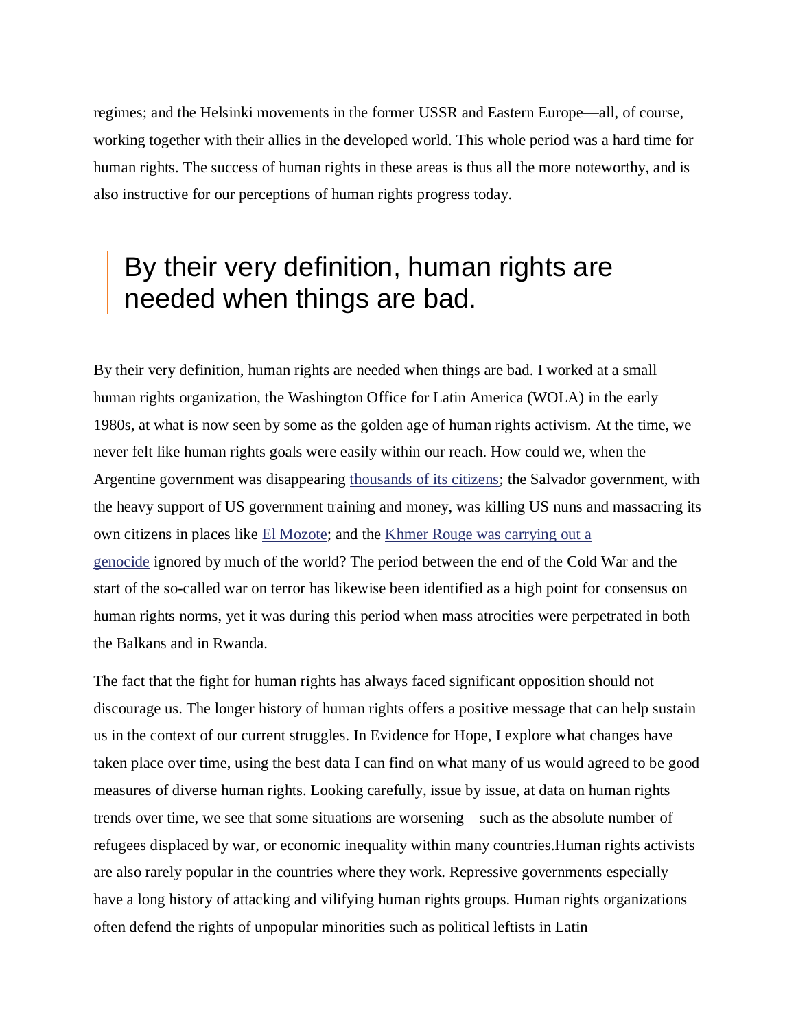regimes; and the Helsinki movements in the former USSR and Eastern Europe—all, of course, working together with their allies in the developed world. This whole period was a hard time for human rights. The success of human rights in these areas is thus all the more noteworthy, and is also instructive for our perceptions of human rights progress today.

> By their very definition, human rights are needed when things are bad.

By their very definition, human rights are needed when things are bad. I worked at a small human rights organization, the Washington Office for Latin America (WOLA) in the early 1980s, at what is now seen by some as the golden age of human rights activism. At the time, we never felt like human rights goals were easily within our reach. How could we, when the Argentine government was disappearing thousands of its citizens; the Salvador government, with the heavy support of US government training and money, was killing US nuns and massacring its own citizens in places like El Mozote; and the Khmer Rouge was carrying out a genocide ignored by much of the world? The period between the end of the Cold War and the start of the so-called war on terror has likewise been identified as a high point for consensus on human rights norms, yet it was during this period when mass atrocities were perpetrated in both the Balkans and in Rwanda.

The fact that the fight for human rights has always faced significant opposition should not discourage us. The longer history of human rights offers a positive message that can help sustain us in the context of our current struggles. In Evidence for Hope, I explore what changes have taken place over time, using the best data I can find on what many of us would agreed to be good measures of diverse human rights. Looking carefully, issue by issue, at data on human rights trends over time, we see that some situations are worsening—such as the absolute number of refugees displaced by war, or economic inequality within many countries.Human rights activists are also rarely popular in the countries where they work. Repressive governments especially have a long history of attacking and vilifying human rights groups. Human rights organizations often defend the rights of unpopular minorities such as political leftists in Latin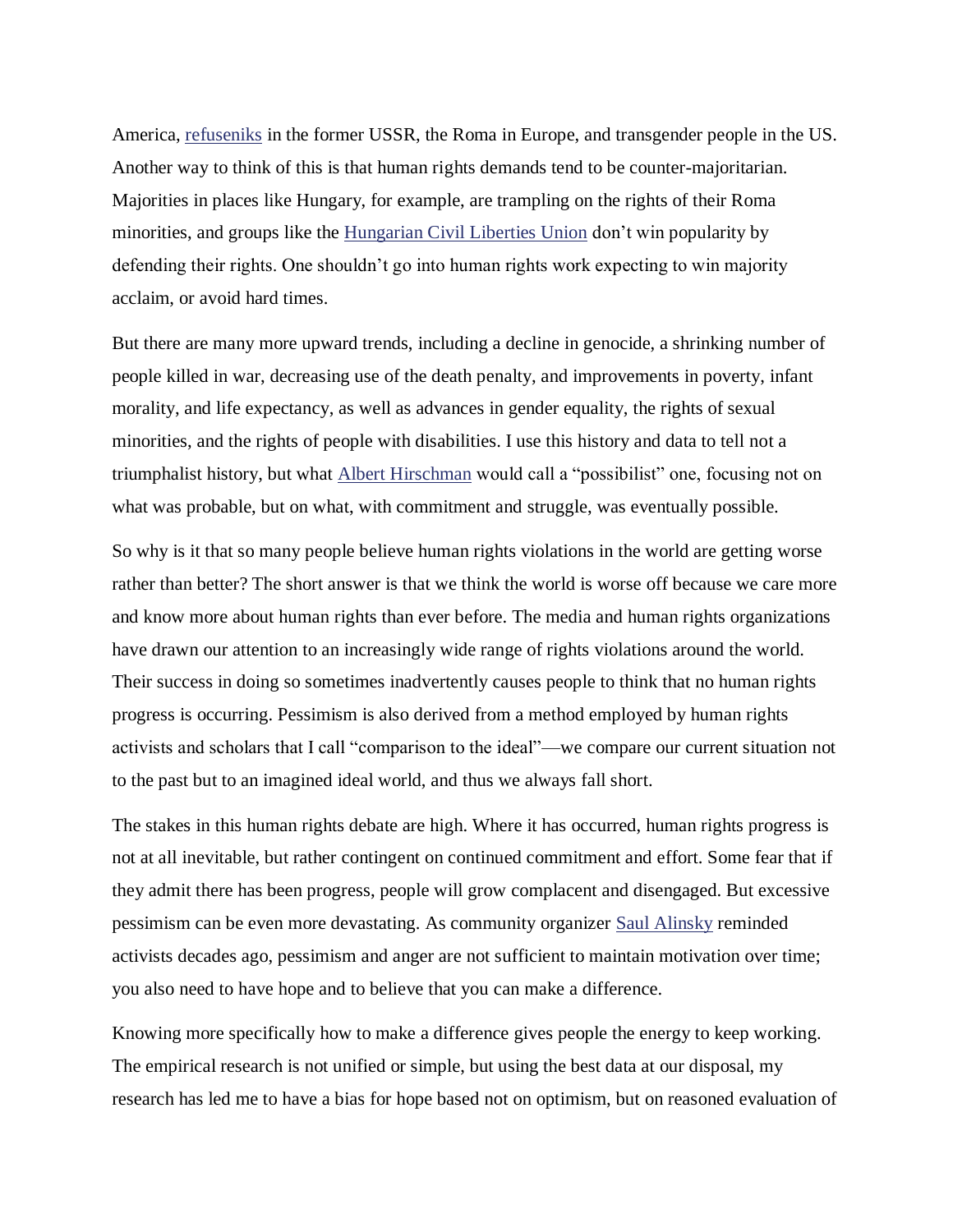America, [refuseniks](#) in the former USSR, the Roma in Europe, and transgender people in the US. Another way to think of this is that human rights demands tend to be counter-majoritarian. Majorities in places like Hungary, for example, are trampling on the rights of their Roma minorities, and groups like the [Hungarian Civil Liberties Union](#) don't win popularity by defending their rights. One shouldn't go into human rights work expecting to win majority acclaim, or avoid hard times.

But there are many more upward trends, including a decline in genocide, a shrinking number of people killed in war, decreasing use of the death penalty, and improvements in poverty, infant morality, and life expectancy, as well as advances in gender equality, the rights of sexual minorities, and the rights of people with disabilities. I use this history and data to tell not a triumphalist history, but what [Albert Hirschman](#) would call a "possibilist" one, focusing not on what was probable, but on what, with commitment and struggle, was eventually possible.

So why is it that so many people believe human rights violations in the world are getting worse rather than better? The short answer is that we think the world is worse off because we care more and know more about human rights than ever before. The media and human rights organizations have drawn our attention to an increasingly wide range of rights violations around the world. Their success in doing so sometimes inadvertently causes people to think that no human rights progress is occurring. Pessimism is also derived from a method employed by human rights activists and scholars that I call "comparison to the ideal"—we compare our current situation not to the past but to an imagined ideal world, and thus we always fall short.

The stakes in this human rights debate are high. Where it has occurred, human rights progress is not at all inevitable, but rather contingent on continued commitment and effort. Some fear that if they admit there has been progress, people will grow complacent and disengaged. But excessive pessimism can be even more devastating. As community organizer [Saul Alinsky](#) reminded activists decades ago, pessimism and anger are not sufficient to maintain motivation over time; you also need to have hope and to believe that you can make a difference.

Knowing more specifically how to make a difference gives people the energy to keep working. The empirical research is not unified or simple, but using the best data at our disposal, my research has led me to have a bias for hope based not on optimism, but on reasoned evaluation of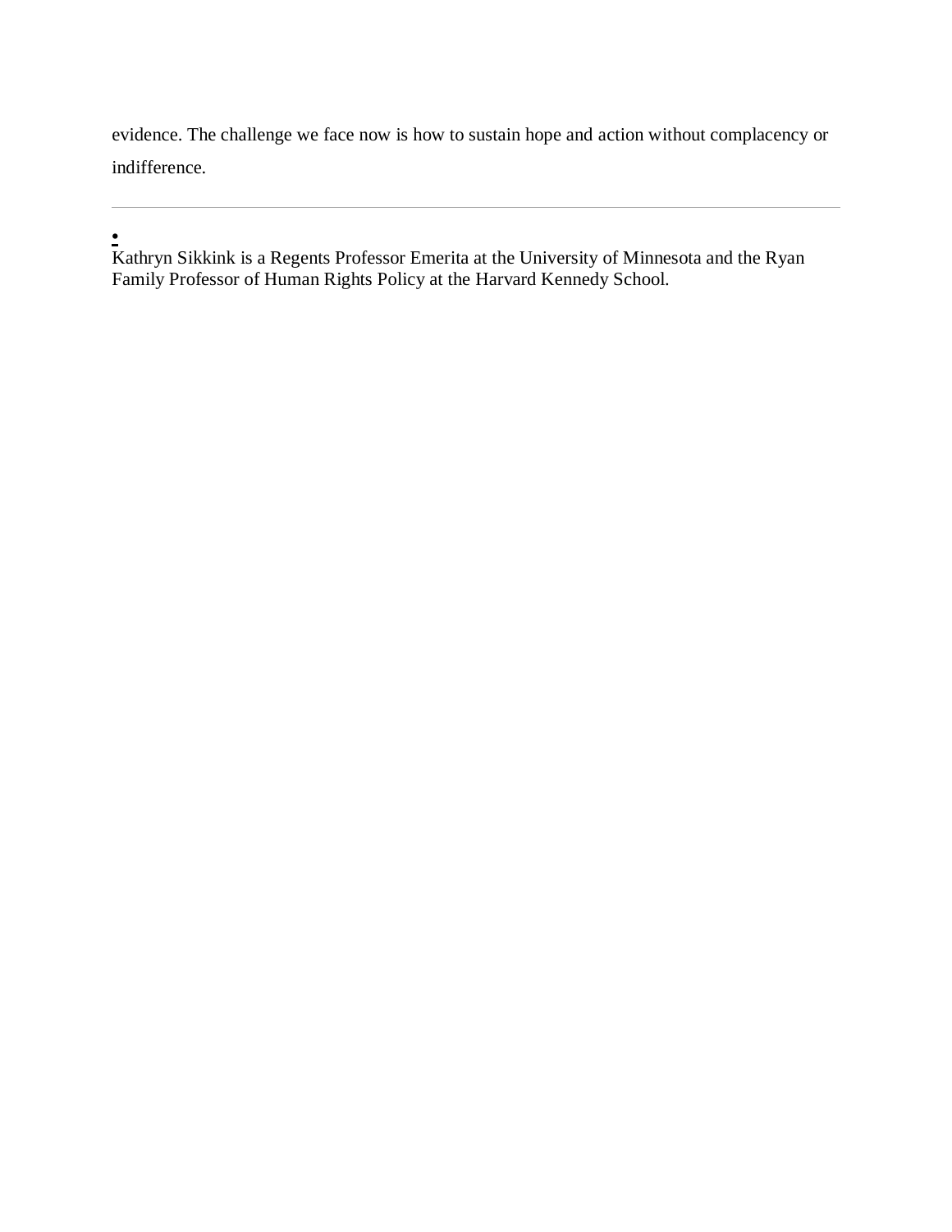evidence. The challenge we face now is how to sustain hope and action without complacency or indifference.

---

•
Kathryn Sikkink is a Regents Professor Emerita at the University of Minnesota and the Ryan Family Professor of Human Rights Policy at the Harvard Kennedy School.